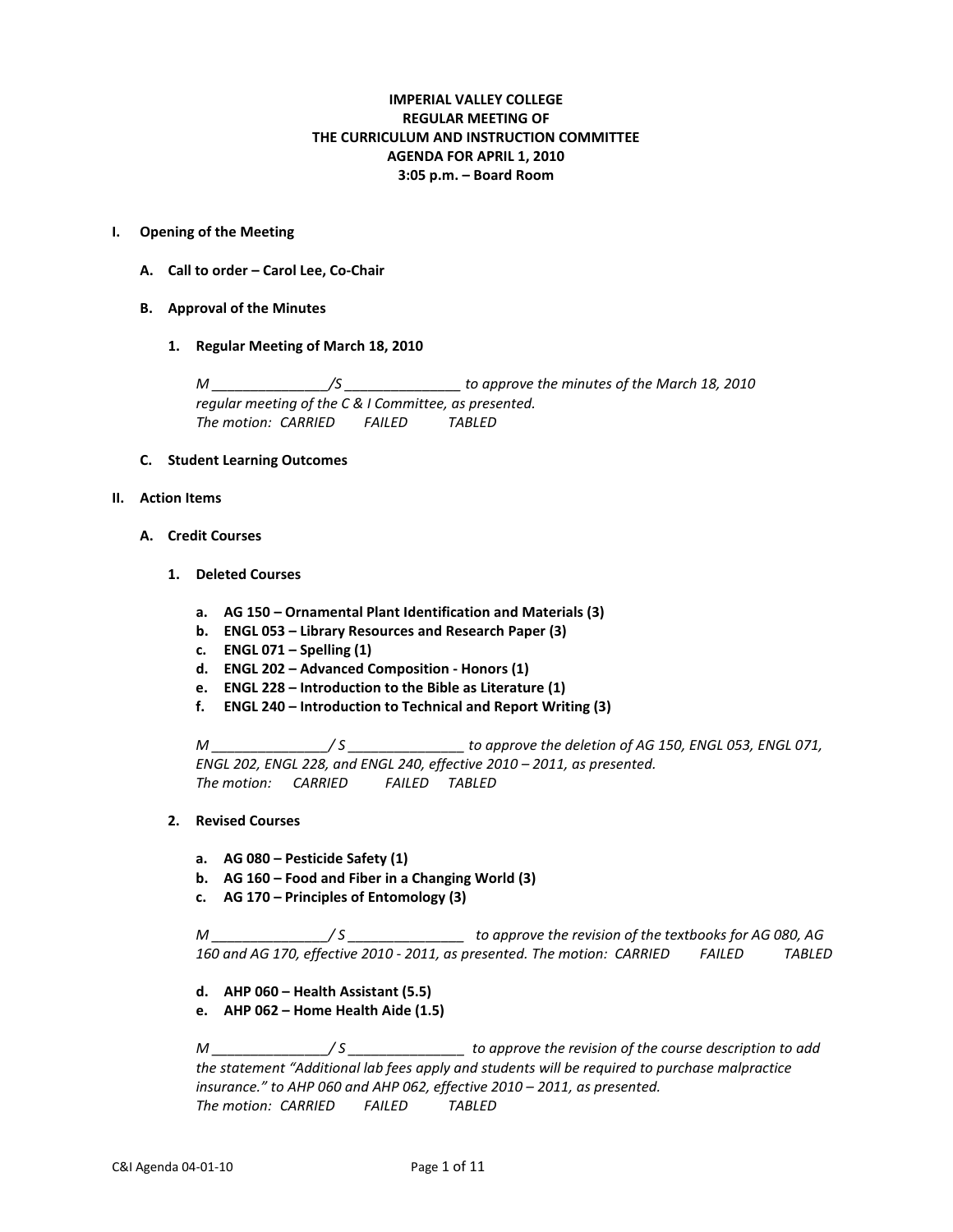**IMPERIAL VALLEY COLLEGE**
**REGULAR MEETING OF**
**THE CURRICULUM AND INSTRUCTION COMMITTEE**
**AGENDA FOR APRIL 1, 2010**
**3:05 p.m. – Board Room**

**I. Opening of the Meeting**

**A. Call to order – Carol Lee, Co-Chair**

**B. Approval of the Minutes**

**1. Regular Meeting of March 18, 2010**

*M _______________/S _______________ to approve the minutes of the March 18, 2010 regular meeting of the C & I Committee, as presented.*
*The motion: CARRIED FAILED TABLED*

**C. Student Learning Outcomes**

**II. Action Items**

**A. Credit Courses**

**1. Deleted Courses**

**a. AG 150 – Ornamental Plant Identification and Materials (3)**
**b. ENGL 053 – Library Resources and Research Paper (3)**
**c. ENGL 071 – Spelling (1)**
**d. ENGL 202 – Advanced Composition - Honors (1)**
**e. ENGL 228 – Introduction to the Bible as Literature (1)**
**f. ENGL 240 – Introduction to Technical and Report Writing (3)**

*M _______________/ S _______________ to approve the deletion of AG 150, ENGL 053, ENGL 071, ENGL 202, ENGL 228, and ENGL 240, effective 2010 – 2011, as presented.*
*The motion: CARRIED FAILED TABLED*

**2. Revised Courses**

**a. AG 080 – Pesticide Safety (1)**
**b. AG 160 – Food and Fiber in a Changing World (3)**
**c. AG 170 – Principles of Entomology (3)**

*M _______________/ S _______________ to approve the revision of the textbooks for AG 080, AG 160 and AG 170, effective 2010 - 2011, as presented. The motion: CARRIED FAILED TABLED*

**d. AHP 060 – Health Assistant (5.5)**
**e. AHP 062 – Home Health Aide (1.5)**

*M _______________/ S _______________ to approve the revision of the course description to add the statement "Additional lab fees apply and students will be required to purchase malpractice insurance." to AHP 060 and AHP 062, effective 2010 – 2011, as presented.*
*The motion: CARRIED FAILED TABLED*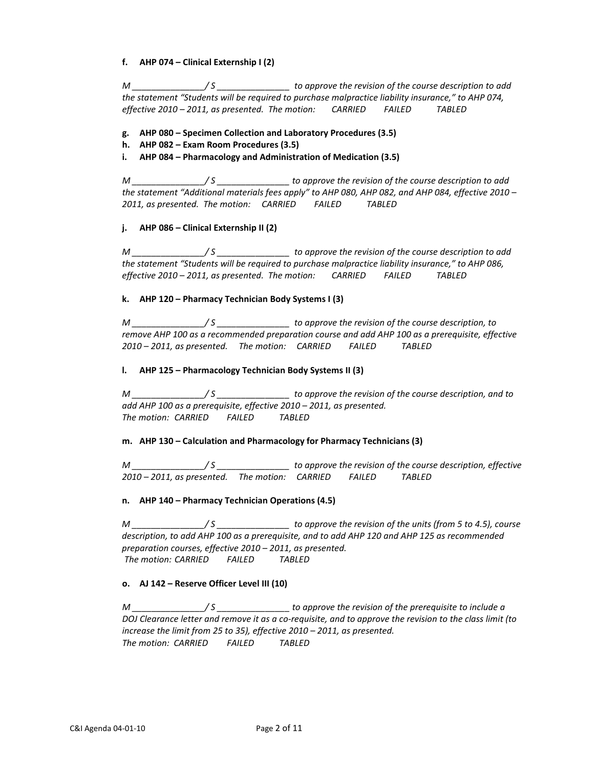**f. AHP 074 – Clinical Externship I (2)**

*M _______________/ S _______________ to approve the revision of the course description to add the statement "Students will be required to purchase malpractice liability insurance," to AHP 074, effective 2010 – 2011, as presented. The motion: CARRIED FAILED TABLED*

**g. AHP 080 – Specimen Collection and Laboratory Procedures (3.5)**

**h. AHP 082 – Exam Room Procedures (3.5)**

**i. AHP 084 – Pharmacology and Administration of Medication (3.5)**

*M _______________/ S _______________ to approve the revision of the course description to add the statement "Additional materials fees apply" to AHP 080, AHP 082, and AHP 084, effective 2010 – 2011, as presented. The motion: CARRIED FAILED TABLED*

**j. AHP 086 – Clinical Externship II (2)**

*M _______________/ S _______________ to approve the revision of the course description to add the statement "Students will be required to purchase malpractice liability insurance," to AHP 086, effective 2010 – 2011, as presented. The motion: CARRIED FAILED TABLED*

**k. AHP 120 – Pharmacy Technician Body Systems I (3)**

*M _______________/ S _______________ to approve the revision of the course description, to remove AHP 100 as a recommended preparation course and add AHP 100 as a prerequisite, effective 2010 – 2011, as presented. The motion: CARRIED FAILED TABLED*

**l. AHP 125 – Pharmacology Technician Body Systems II (3)**

*M _______________/ S _______________ to approve the revision of the course description, and to add AHP 100 as a prerequisite, effective 2010 – 2011, as presented.
The motion: CARRIED FAILED TABLED*

**m. AHP 130 – Calculation and Pharmacology for Pharmacy Technicians (3)**

*M _______________/ S _______________ to approve the revision of the course description, effective 2010 – 2011, as presented. The motion: CARRIED FAILED TABLED*

**n. AHP 140 – Pharmacy Technician Operations (4.5)**

*M _______________/ S _______________ to approve the revision of the units (from 5 to 4.5), course description, to add AHP 100 as a prerequisite, and to add AHP 120 and AHP 125 as recommended preparation courses, effective 2010 – 2011, as presented.
The motion: CARRIED FAILED TABLED*

**o. AJ 142 – Reserve Officer Level III (10)**

*M _______________/ S _______________ to approve the revision of the prerequisite to include a DOJ Clearance letter and remove it as a co-requisite, and to approve the revision to the class limit (to increase the limit from 25 to 35), effective 2010 – 2011, as presented.
The motion: CARRIED FAILED TABLED*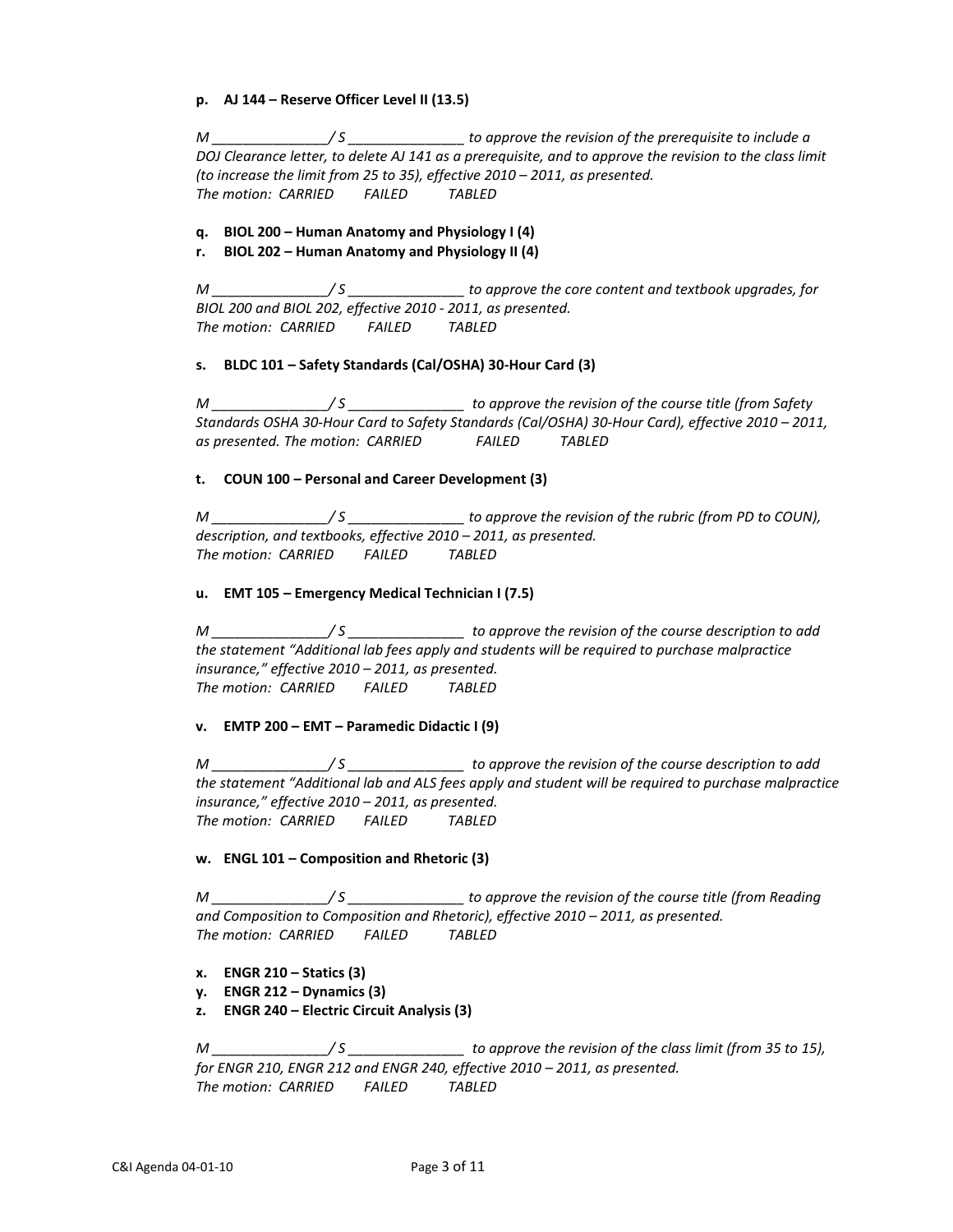**p. AJ 144 – Reserve Officer Level II (13.5)**

*M _______________/ S _______________ to approve the revision of the prerequisite to include a DOJ Clearance letter, to delete AJ 141 as a prerequisite, and to approve the revision to the class limit (to increase the limit from 25 to 35), effective 2010 – 2011, as presented.*
*The motion: CARRIED FAILED TABLED*

**q. BIOL 200 – Human Anatomy and Physiology I (4)**
**r. BIOL 202 – Human Anatomy and Physiology II (4)**

*M _______________/ S _______________ to approve the core content and textbook upgrades, for BIOL 200 and BIOL 202, effective 2010 - 2011, as presented.*
*The motion: CARRIED FAILED TABLED*

**s. BLDC 101 – Safety Standards (Cal/OSHA) 30-Hour Card (3)**

*M _______________/ S _______________ to approve the revision of the course title (from Safety Standards OSHA 30-Hour Card to Safety Standards (Cal/OSHA) 30-Hour Card), effective 2010 – 2011, as presented. The motion: CARRIED FAILED TABLED*

**t. COUN 100 – Personal and Career Development (3)**

*M _______________/ S _______________ to approve the revision of the rubric (from PD to COUN), description, and textbooks, effective 2010 – 2011, as presented.*
*The motion: CARRIED FAILED TABLED*

**u. EMT 105 – Emergency Medical Technician I (7.5)**

*M _______________/ S _______________ to approve the revision of the course description to add the statement "Additional lab fees apply and students will be required to purchase malpractice insurance," effective 2010 – 2011, as presented.*
*The motion: CARRIED FAILED TABLED*

**v. EMTP 200 – EMT – Paramedic Didactic I (9)**

*M _______________/ S _______________ to approve the revision of the course description to add the statement "Additional lab and ALS fees apply and student will be required to purchase malpractice insurance," effective 2010 – 2011, as presented.*
*The motion: CARRIED FAILED TABLED*

**w. ENGL 101 – Composition and Rhetoric (3)**

*M _______________/ S _______________ to approve the revision of the course title (from Reading and Composition to Composition and Rhetoric), effective 2010 – 2011, as presented.*
*The motion: CARRIED FAILED TABLED*

**x. ENGR 210 – Statics (3)**
**y. ENGR 212 – Dynamics (3)**
**z. ENGR 240 – Electric Circuit Analysis (3)**

*M _______________/ S _______________ to approve the revision of the class limit (from 35 to 15), for ENGR 210, ENGR 212 and ENGR 240, effective 2010 – 2011, as presented.*
*The motion: CARRIED FAILED TABLED*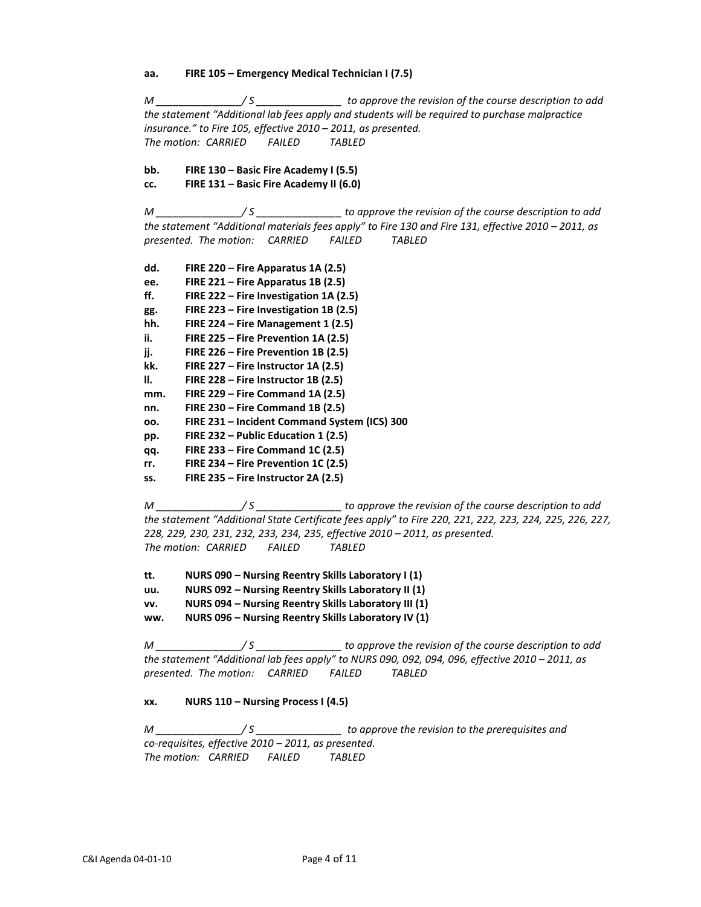**aa. FIRE 105 – Emergency Medical Technician I (7.5)**

*M _______________/ S _______________ to approve the revision of the course description to add the statement "Additional lab fees apply and students will be required to purchase malpractice insurance." to Fire 105, effective 2010 – 2011, as presented.*
*The motion: CARRIED FAILED TABLED*

**bb. FIRE 130 – Basic Fire Academy I (5.5)**
**cc. FIRE 131 – Basic Fire Academy II (6.0)**

*M _______________/ S _______________ to approve the revision of the course description to add the statement "Additional materials fees apply" to Fire 130 and Fire 131, effective 2010 – 2011, as presented. The motion: CARRIED FAILED TABLED*

**dd. FIRE 220 – Fire Apparatus 1A (2.5)**
**ee. FIRE 221 – Fire Apparatus 1B (2.5)**
**ff. FIRE 222 – Fire Investigation 1A (2.5)**
**gg. FIRE 223 – Fire Investigation 1B (2.5)**
**hh. FIRE 224 – Fire Management 1 (2.5)**
**ii. FIRE 225 – Fire Prevention 1A (2.5)**
**jj. FIRE 226 – Fire Prevention 1B (2.5)**
**kk. FIRE 227 – Fire Instructor 1A (2.5)**
**ll. FIRE 228 – Fire Instructor 1B (2.5)**
**mm. FIRE 229 – Fire Command 1A (2.5)**
**nn. FIRE 230 – Fire Command 1B (2.5)**
**oo. FIRE 231 – Incident Command System (ICS) 300**
**pp. FIRE 232 – Public Education 1 (2.5)**
**qq. FIRE 233 – Fire Command 1C (2.5)**
**rr. FIRE 234 – Fire Prevention 1C (2.5)**
**ss. FIRE 235 – Fire Instructor 2A (2.5)**

*M _______________/ S _______________ to approve the revision of the course description to add the statement "Additional State Certificate fees apply" to Fire 220, 221, 222, 223, 224, 225, 226, 227, 228, 229, 230, 231, 232, 233, 234, 235, effective 2010 – 2011, as presented.*
*The motion: CARRIED FAILED TABLED*

**tt. NURS 090 – Nursing Reentry Skills Laboratory I (1)**
**uu. NURS 092 – Nursing Reentry Skills Laboratory II (1)**
**vv. NURS 094 – Nursing Reentry Skills Laboratory III (1)**
**ww. NURS 096 – Nursing Reentry Skills Laboratory IV (1)**

*M _______________/ S _______________ to approve the revision of the course description to add the statement "Additional lab fees apply" to NURS 090, 092, 094, 096, effective 2010 – 2011, as presented. The motion: CARRIED FAILED TABLED*

**xx. NURS 110 – Nursing Process I (4.5)**

*M _______________/ S _______________ to approve the revision to the prerequisites and co-requisites, effective 2010 – 2011, as presented.*
*The motion: CARRIED FAILED TABLED*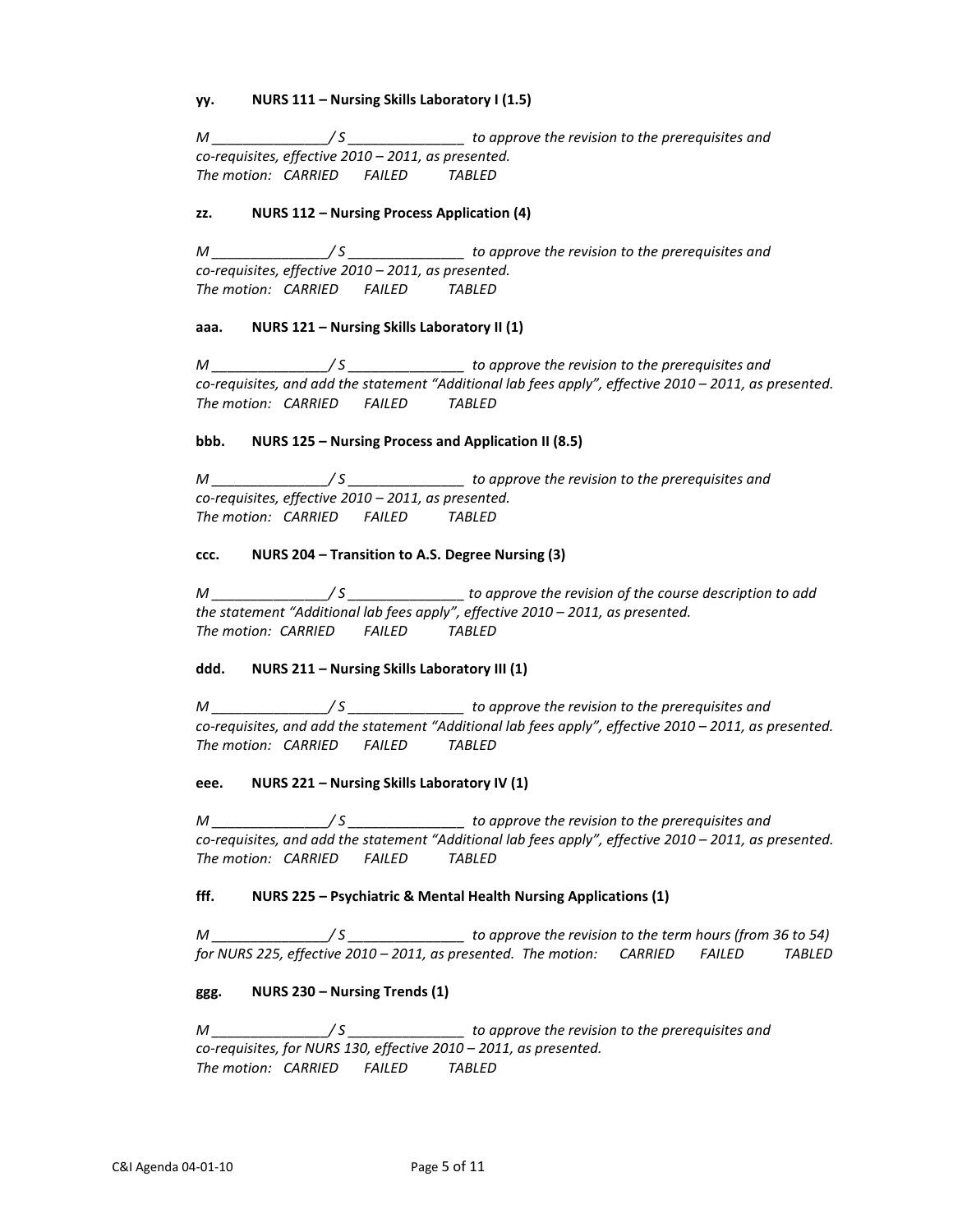**yy. NURS 111 – Nursing Skills Laboratory I (1.5)**

*M _______________/ S _______________ to approve the revision to the prerequisites and co-requisites, effective 2010 – 2011, as presented.*
*The motion: CARRIED FAILED TABLED*

**zz. NURS 112 – Nursing Process Application (4)**

*M _______________/ S _______________ to approve the revision to the prerequisites and co-requisites, effective 2010 – 2011, as presented.*
*The motion: CARRIED FAILED TABLED*

**aaa. NURS 121 – Nursing Skills Laboratory II (1)**

*M _______________/ S _______________ to approve the revision to the prerequisites and co-requisites, and add the statement "Additional lab fees apply", effective 2010 – 2011, as presented.*
*The motion: CARRIED FAILED TABLED*

**bbb. NURS 125 – Nursing Process and Application II (8.5)**

*M _______________/ S _______________ to approve the revision to the prerequisites and co-requisites, effective 2010 – 2011, as presented.*
*The motion: CARRIED FAILED TABLED*

**ccc. NURS 204 – Transition to A.S. Degree Nursing (3)**

*M _______________/ S _______________ to approve the revision of the course description to add the statement "Additional lab fees apply", effective 2010 – 2011, as presented.*
*The motion: CARRIED FAILED TABLED*

**ddd. NURS 211 – Nursing Skills Laboratory III (1)**

*M _______________/ S _______________ to approve the revision to the prerequisites and co-requisites, and add the statement "Additional lab fees apply", effective 2010 – 2011, as presented.*
*The motion: CARRIED FAILED TABLED*

**eee. NURS 221 – Nursing Skills Laboratory IV (1)**

*M _______________/ S _______________ to approve the revision to the prerequisites and co-requisites, and add the statement "Additional lab fees apply", effective 2010 – 2011, as presented.*
*The motion: CARRIED FAILED TABLED*

**fff. NURS 225 – Psychiatric & Mental Health Nursing Applications (1)**

*M _______________/ S _______________ to approve the revision to the term hours (from 36 to 54) for NURS 225, effective 2010 – 2011, as presented. The motion: CARRIED FAILED TABLED*

**ggg. NURS 230 – Nursing Trends (1)**

*M _______________/ S _______________ to approve the revision to the prerequisites and co-requisites, for NURS 130, effective 2010 – 2011, as presented.*
*The motion: CARRIED FAILED TABLED*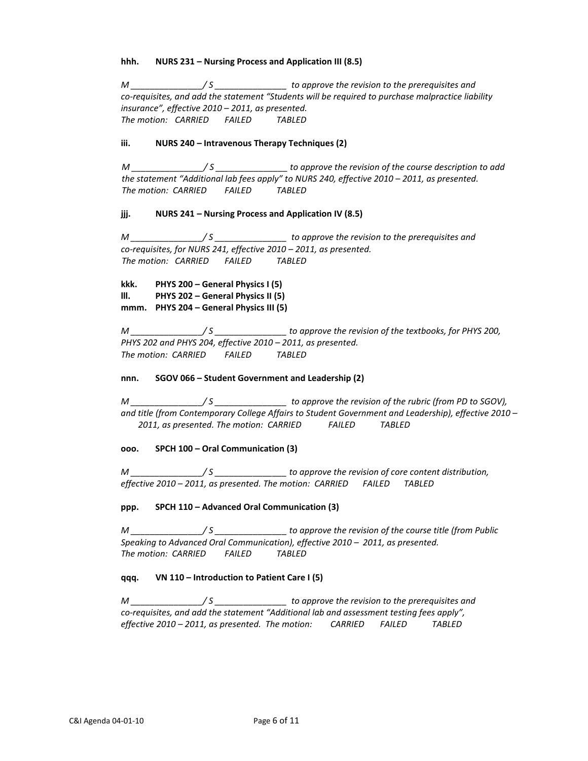**hhh. NURS 231 – Nursing Process and Application III (8.5)**

*M _______________/ S _______________ to approve the revision to the prerequisites and co-requisites, and add the statement "Students will be required to purchase malpractice liability insurance", effective 2010 – 2011, as presented.*
*The motion: CARRIED FAILED TABLED*

**iii. NURS 240 – Intravenous Therapy Techniques (2)**

*M _______________/ S _______________ to approve the revision of the course description to add the statement "Additional lab fees apply" to NURS 240, effective 2010 – 2011, as presented.*
*The motion: CARRIED FAILED TABLED*

**jjj. NURS 241 – Nursing Process and Application IV (8.5)**

*M _______________/ S _______________ to approve the revision to the prerequisites and co-requisites, for NURS 241, effective 2010 – 2011, as presented.*
*The motion: CARRIED FAILED TABLED*

**kkk. PHYS 200 – General Physics I (5)**
**lll. PHYS 202 – General Physics II (5)**
**mmm. PHYS 204 – General Physics III (5)**

*M _______________/ S _______________ to approve the revision of the textbooks, for PHYS 200, PHYS 202 and PHYS 204, effective 2010 – 2011, as presented.*
*The motion: CARRIED FAILED TABLED*

**nnn. SGOV 066 – Student Government and Leadership (2)**

*M _______________/ S _______________ to approve the revision of the rubric (from PD to SGOV), and title (from Contemporary College Affairs to Student Government and Leadership), effective 2010 – 2011, as presented. The motion: CARRIED FAILED TABLED*

**ooo. SPCH 100 – Oral Communication (3)**

*M _______________/ S _______________ to approve the revision of core content distribution, effective 2010 – 2011, as presented. The motion: CARRIED FAILED TABLED*

**ppp. SPCH 110 – Advanced Oral Communication (3)**

*M _______________/ S _______________ to approve the revision of the course title (from Public Speaking to Advanced Oral Communication), effective 2010 – 2011, as presented.*
*The motion: CARRIED FAILED TABLED*

**qqq. VN 110 – Introduction to Patient Care I (5)**

*M _______________/ S _______________ to approve the revision to the prerequisites and co-requisites, and add the statement "Additional lab and assessment testing fees apply", effective 2010 – 2011, as presented. The motion: CARRIED FAILED TABLED*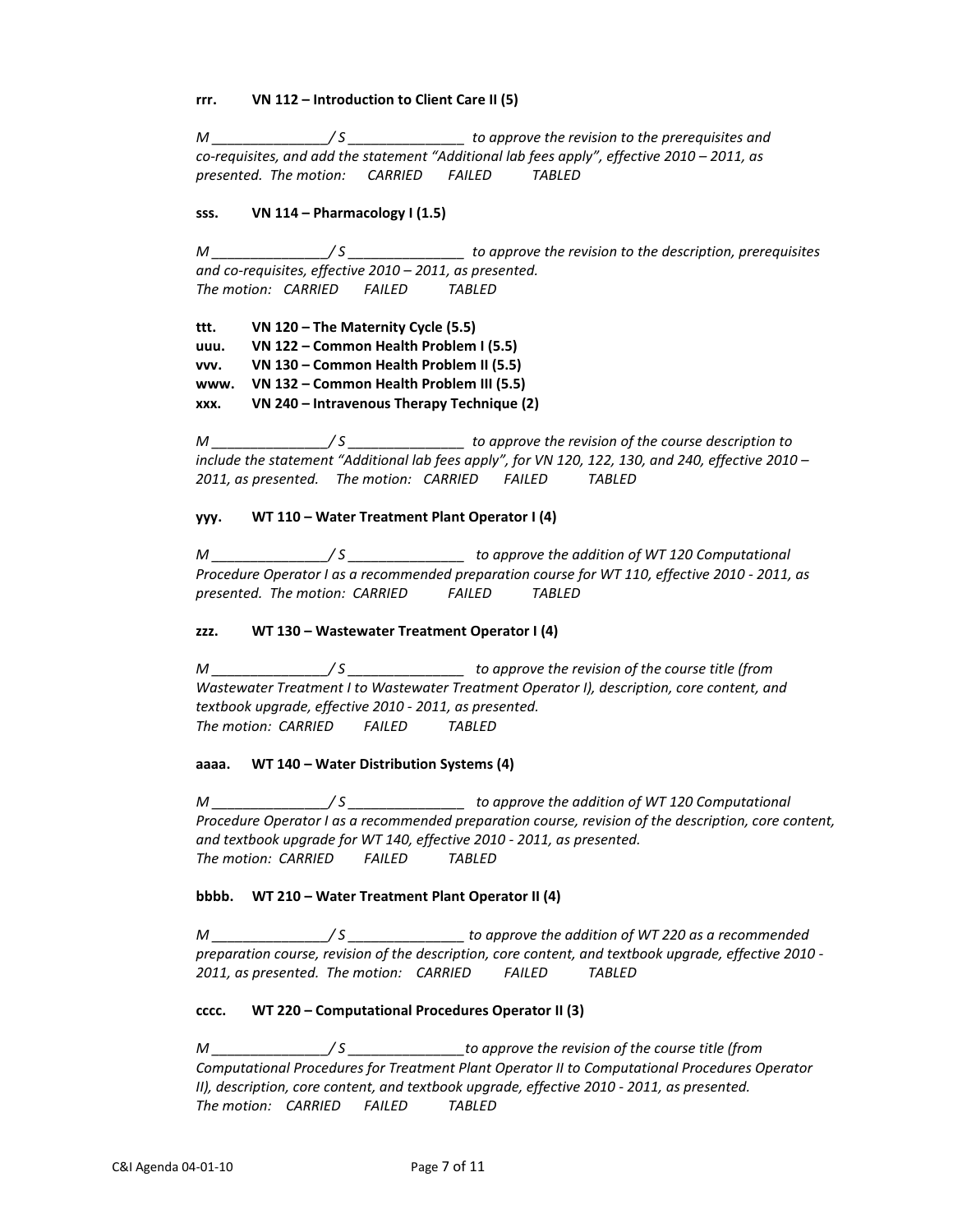**rrr. VN 112 – Introduction to Client Care II (5)**

*M _______________/ S _______________ to approve the revision to the prerequisites and co-requisites, and add the statement "Additional lab fees apply", effective 2010 – 2011, as presented. The motion: CARRIED FAILED TABLED*

**sss. VN 114 – Pharmacology I (1.5)**

*M _______________/ S _______________ to approve the revision to the description, prerequisites and co-requisites, effective 2010 – 2011, as presented.*
*The motion: CARRIED FAILED TABLED*

**ttt. VN 120 – The Maternity Cycle (5.5)**
**uuu. VN 122 – Common Health Problem I (5.5)**
**vvv. VN 130 – Common Health Problem II (5.5)**
**www. VN 132 – Common Health Problem III (5.5)**
**xxx. VN 240 – Intravenous Therapy Technique (2)**

*M _______________/ S _______________ to approve the revision of the course description to include the statement "Additional lab fees apply", for VN 120, 122, 130, and 240, effective 2010 – 2011, as presented. The motion: CARRIED FAILED TABLED*

**yyy. WT 110 – Water Treatment Plant Operator I (4)**

*M _______________/ S _______________ to approve the addition of WT 120 Computational Procedure Operator I as a recommended preparation course for WT 110, effective 2010 - 2011, as presented. The motion: CARRIED FAILED TABLED*

**zzz. WT 130 – Wastewater Treatment Operator I (4)**

*M _______________/ S _______________ to approve the revision of the course title (from Wastewater Treatment I to Wastewater Treatment Operator I), description, core content, and textbook upgrade, effective 2010 - 2011, as presented.*
*The motion: CARRIED FAILED TABLED*

**aaaa. WT 140 – Water Distribution Systems (4)**

*M _______________/ S _______________ to approve the addition of WT 120 Computational Procedure Operator I as a recommended preparation course, revision of the description, core content, and textbook upgrade for WT 140, effective 2010 - 2011, as presented.*
*The motion: CARRIED FAILED TABLED*

**bbbb. WT 210 – Water Treatment Plant Operator II (4)**

*M _______________/ S _______________ to approve the addition of WT 220 as a recommended preparation course, revision of the description, core content, and textbook upgrade, effective 2010 - 2011, as presented. The motion: CARRIED FAILED TABLED*

**cccc. WT 220 – Computational Procedures Operator II (3)**

*M _______________/ S _______________to approve the revision of the course title (from Computational Procedures for Treatment Plant Operator II to Computational Procedures Operator II), description, core content, and textbook upgrade, effective 2010 - 2011, as presented.*
*The motion: CARRIED FAILED TABLED*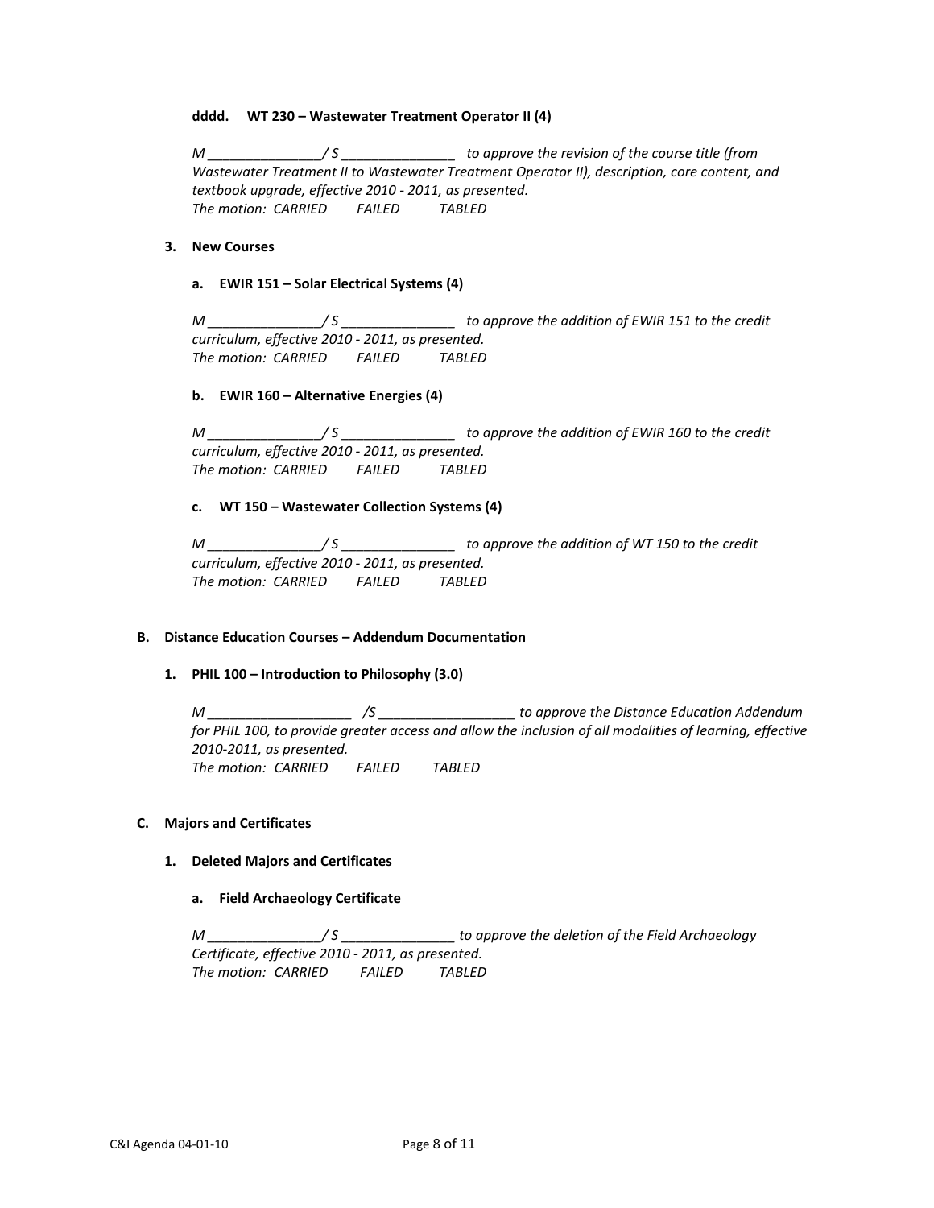**dddd. WT 230 – Wastewater Treatment Operator II (4)**

*M _______________/ S _______________ to approve the revision of the course title (from Wastewater Treatment II to Wastewater Treatment Operator II), description, core content, and textbook upgrade, effective 2010 - 2011, as presented.*
*The motion: CARRIED FAILED TABLED*

**3. New Courses**

**a. EWIR 151 – Solar Electrical Systems (4)**

*M _______________/ S _______________ to approve the addition of EWIR 151 to the credit curriculum, effective 2010 - 2011, as presented.*
*The motion: CARRIED FAILED TABLED*

**b. EWIR 160 – Alternative Energies (4)**

*M _______________/ S _______________ to approve the addition of EWIR 160 to the credit curriculum, effective 2010 - 2011, as presented.*
*The motion: CARRIED FAILED TABLED*

**c. WT 150 – Wastewater Collection Systems (4)**

*M _______________/ S _______________ to approve the addition of WT 150 to the credit curriculum, effective 2010 - 2011, as presented.*
*The motion: CARRIED FAILED TABLED*

**B. Distance Education Courses – Addendum Documentation**

**1. PHIL 100 – Introduction to Philosophy (3.0)**

*M ___________________ /S __________________ to approve the Distance Education Addendum for PHIL 100, to provide greater access and allow the inclusion of all modalities of learning, effective 2010-2011, as presented.*
*The motion: CARRIED FAILED TABLED*

**C. Majors and Certificates**

**1. Deleted Majors and Certificates**

**a. Field Archaeology Certificate**

*M _______________/ S _______________ to approve the deletion of the Field Archaeology Certificate, effective 2010 - 2011, as presented.*
*The motion: CARRIED FAILED TABLED*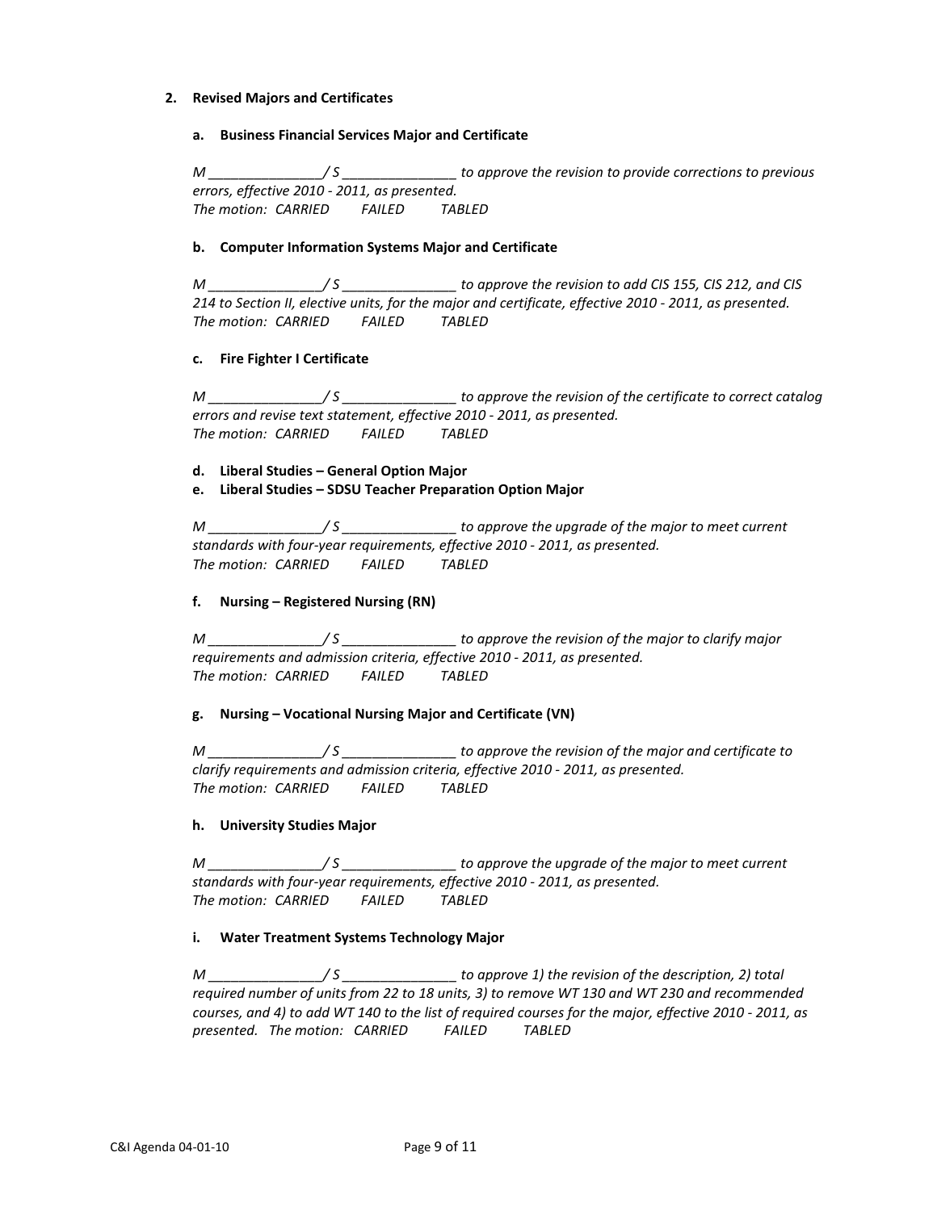## 2. Revised Majors and Certificates

### a. Business Financial Services Major and Certificate

*M _______________/ S _______________ to approve the revision to provide corrections to previous errors, effective 2010 - 2011, as presented.*
*The motion: CARRIED FAILED TABLED*

### b. Computer Information Systems Major and Certificate

*M _______________/ S _______________ to approve the revision to add CIS 155, CIS 212, and CIS 214 to Section II, elective units, for the major and certificate, effective 2010 - 2011, as presented.*
*The motion: CARRIED FAILED TABLED*

### c. Fire Fighter I Certificate

*M _______________/ S _______________ to approve the revision of the certificate to correct catalog errors and revise text statement, effective 2010 - 2011, as presented.*
*The motion: CARRIED FAILED TABLED*

### d. Liberal Studies – General Option Major
### e. Liberal Studies – SDSU Teacher Preparation Option Major

*M _______________/ S _______________ to approve the upgrade of the major to meet current standards with four-year requirements, effective 2010 - 2011, as presented.*
*The motion: CARRIED FAILED TABLED*

### f. Nursing – Registered Nursing (RN)

*M _______________/ S _______________ to approve the revision of the major to clarify major requirements and admission criteria, effective 2010 - 2011, as presented.*
*The motion: CARRIED FAILED TABLED*

### g. Nursing – Vocational Nursing Major and Certificate (VN)

*M _______________/ S _______________ to approve the revision of the major and certificate to clarify requirements and admission criteria, effective 2010 - 2011, as presented.*
*The motion: CARRIED FAILED TABLED*

### h. University Studies Major

*M _______________/ S _______________ to approve the upgrade of the major to meet current standards with four-year requirements, effective 2010 - 2011, as presented.*
*The motion: CARRIED FAILED TABLED*

### i. Water Treatment Systems Technology Major

*M _______________/ S _______________ to approve 1) the revision of the description, 2) total required number of units from 22 to 18 units, 3) to remove WT 130 and WT 230 and recommended courses, and 4) to add WT 140 to the list of required courses for the major, effective 2010 - 2011, as presented. The motion: CARRIED FAILED TABLED*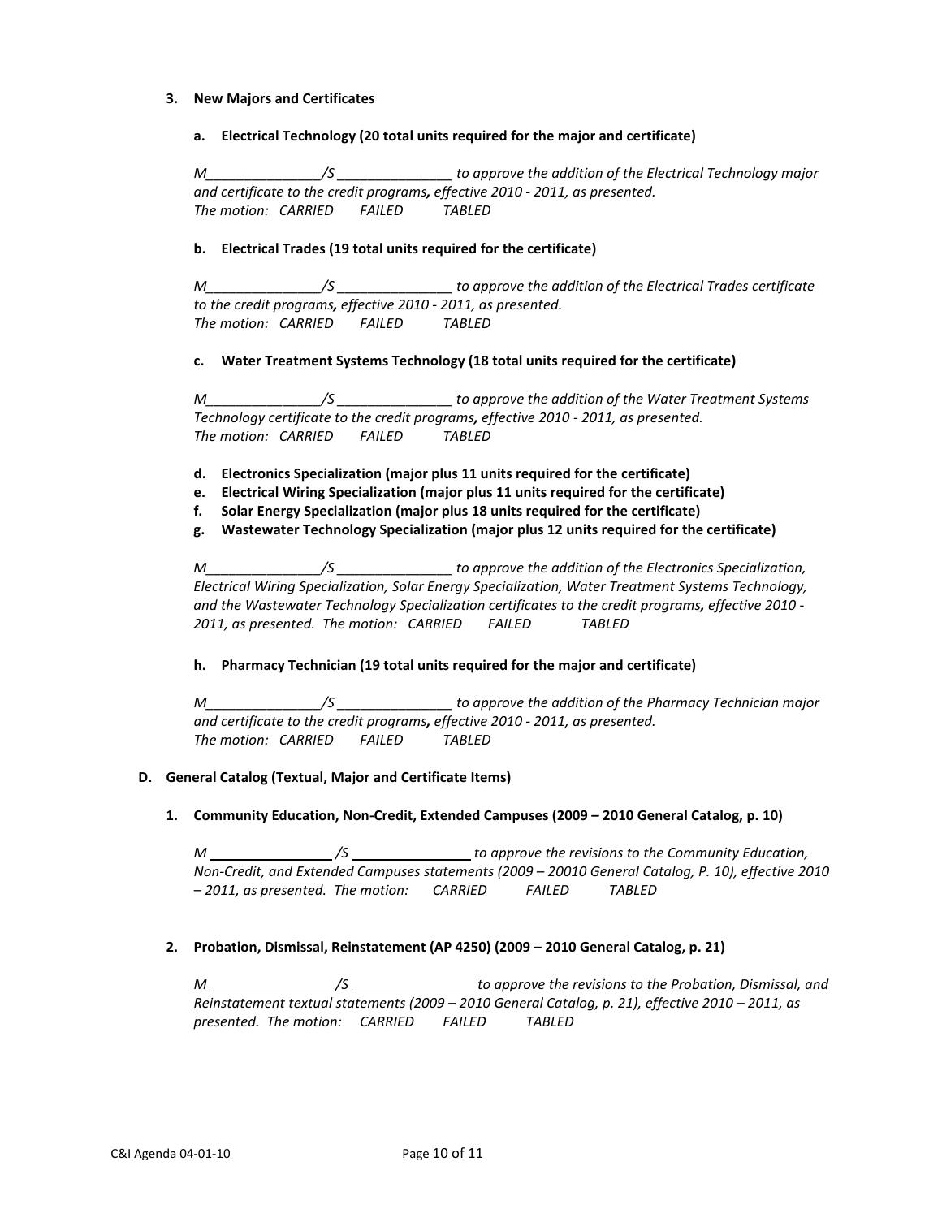3. **New Majors and Certificates**

   a. **Electrical Technology (20 total units required for the major and certificate)**

   *M_______________/S _______________ to approve the addition of the Electrical Technology major and certificate to the credit programs, effective 2010 - 2011, as presented.*
   *The motion: CARRIED FAILED TABLED*

   b. **Electrical Trades (19 total units required for the certificate)**

   *M_______________/S _______________ to approve the addition of the Electrical Trades certificate to the credit programs, effective 2010 - 2011, as presented.*
   *The motion: CARRIED FAILED TABLED*

   c. **Water Treatment Systems Technology (18 total units required for the certificate)**

   *M_______________/S _______________ to approve the addition of the Water Treatment Systems Technology certificate to the credit programs, effective 2010 - 2011, as presented.*
   *The motion: CARRIED FAILED TABLED*

   d. **Electronics Specialization (major plus 11 units required for the certificate)**
   e. **Electrical Wiring Specialization (major plus 11 units required for the certificate)**
   f. **Solar Energy Specialization (major plus 18 units required for the certificate)**
   g. **Wastewater Technology Specialization (major plus 12 units required for the certificate)**

   *M_______________/S _______________ to approve the addition of the Electronics Specialization, Electrical Wiring Specialization, Solar Energy Specialization, Water Treatment Systems Technology, and the Wastewater Technology Specialization certificates to the credit programs, effective 2010 - 2011, as presented. The motion: CARRIED FAILED TABLED*

   h. **Pharmacy Technician (19 total units required for the major and certificate)**

   *M_______________/S _______________ to approve the addition of the Pharmacy Technician major and certificate to the credit programs, effective 2010 - 2011, as presented.*
   *The motion: CARRIED FAILED TABLED*

D. **General Catalog (Textual, Major and Certificate Items)**

1. **Community Education, Non-Credit, Extended Campuses (2009 – 2010 General Catalog, p. 10)**

   *M _______________ /S _______________ to approve the revisions to the Community Education, Non-Credit, and Extended Campuses statements (2009 – 20010 General Catalog, P. 10), effective 2010 – 2011, as presented. The motion: CARRIED FAILED TABLED*

2. **Probation, Dismissal, Reinstatement (AP 4250) (2009 – 2010 General Catalog, p. 21)**

   *M _______________ /S _______________ to approve the revisions to the Probation, Dismissal, and Reinstatement textual statements (2009 – 2010 General Catalog, p. 21), effective 2010 – 2011, as presented. The motion: CARRIED FAILED TABLED*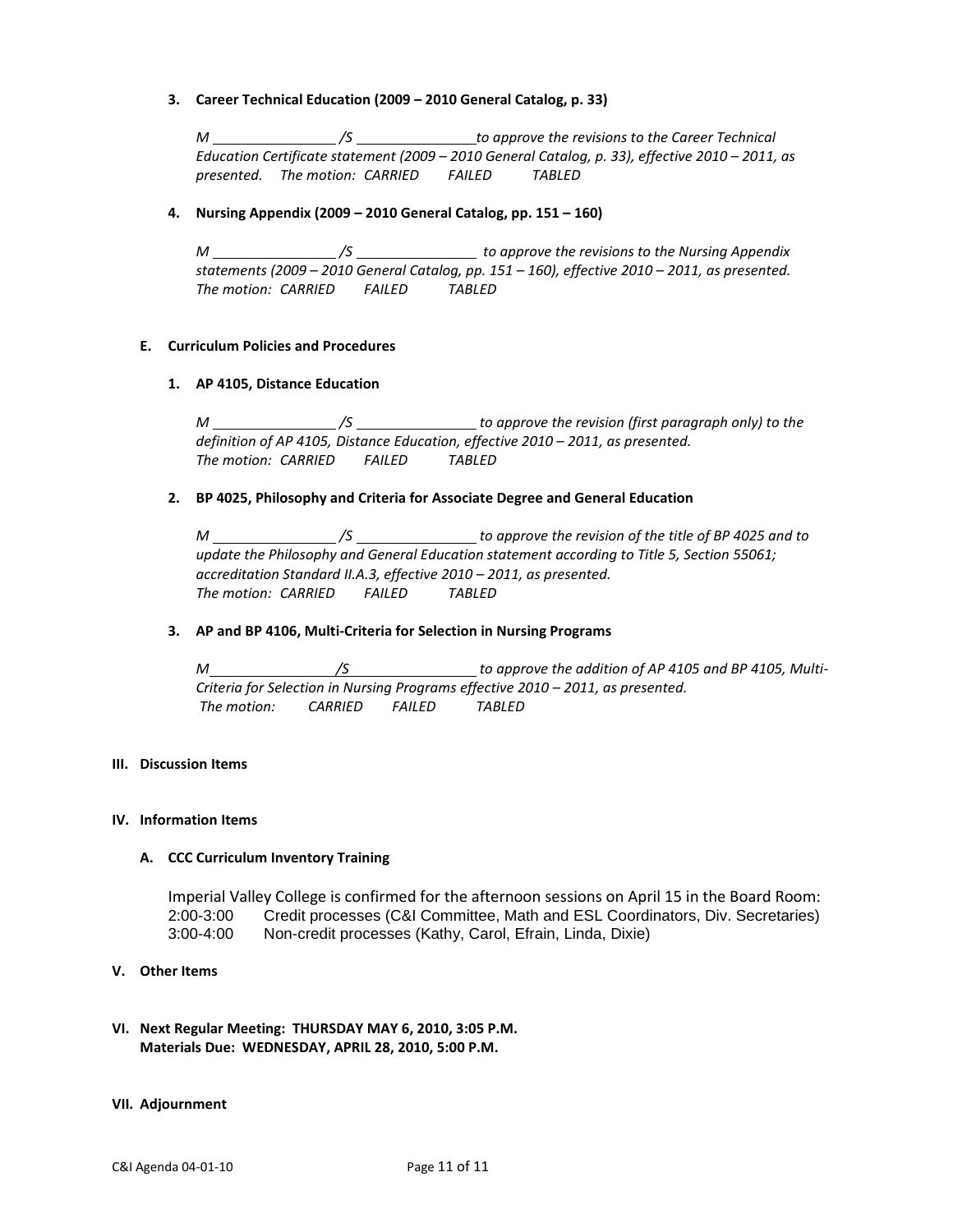**3. Career Technical Education (2009 – 2010 General Catalog, p. 33)**

*M ________________ /S ________________ to approve the revisions to the Career Technical Education Certificate statement (2009 – 2010 General Catalog, p. 33), effective 2010 – 2011, as presented. The motion: CARRIED FAILED TABLED*

**4. Nursing Appendix (2009 – 2010 General Catalog, pp. 151 – 160)**

*M ________________ /S ________________ to approve the revisions to the Nursing Appendix statements (2009 – 2010 General Catalog, pp. 151 – 160), effective 2010 – 2011, as presented. The motion: CARRIED FAILED TABLED*

**E. Curriculum Policies and Procedures**

**1. AP 4105, Distance Education**

*M ________________ /S ________________ to approve the revision (first paragraph only) to the definition of AP 4105, Distance Education, effective 2010 – 2011, as presented. The motion: CARRIED FAILED TABLED*

**2. BP 4025, Philosophy and Criteria for Associate Degree and General Education**

*M ________________ /S ________________ to approve the revision of the title of BP 4025 and to update the Philosophy and General Education statement according to Title 5, Section 55061; accreditation Standard II.A.3, effective 2010 – 2011, as presented. The motion: CARRIED FAILED TABLED*

**3. AP and BP 4106, Multi-Criteria for Selection in Nursing Programs**

*M ________________ /S ________________ to approve the addition of AP 4105 and BP 4105, Multi-Criteria for Selection in Nursing Programs effective 2010 – 2011, as presented. The motion: CARRIED FAILED TABLED*

## III. Discussion Items

## IV. Information Items

**A. CCC Curriculum Inventory Training**

Imperial Valley College is confirmed for the afternoon sessions on April 15 in the Board Room:

2:00-3:00 Credit processes (C&I Committee, Math and ESL Coordinators, Div. Secretaries)
3:00-4:00 Non-credit processes (Kathy, Carol, Efrain, Linda, Dixie)

## V. Other Items

## VI. Next Regular Meeting: THURSDAY MAY 6, 2010, 3:05 P.M.
**Materials Due: WEDNESDAY, APRIL 28, 2010, 5:00 P.M.**

## VII. Adjournment